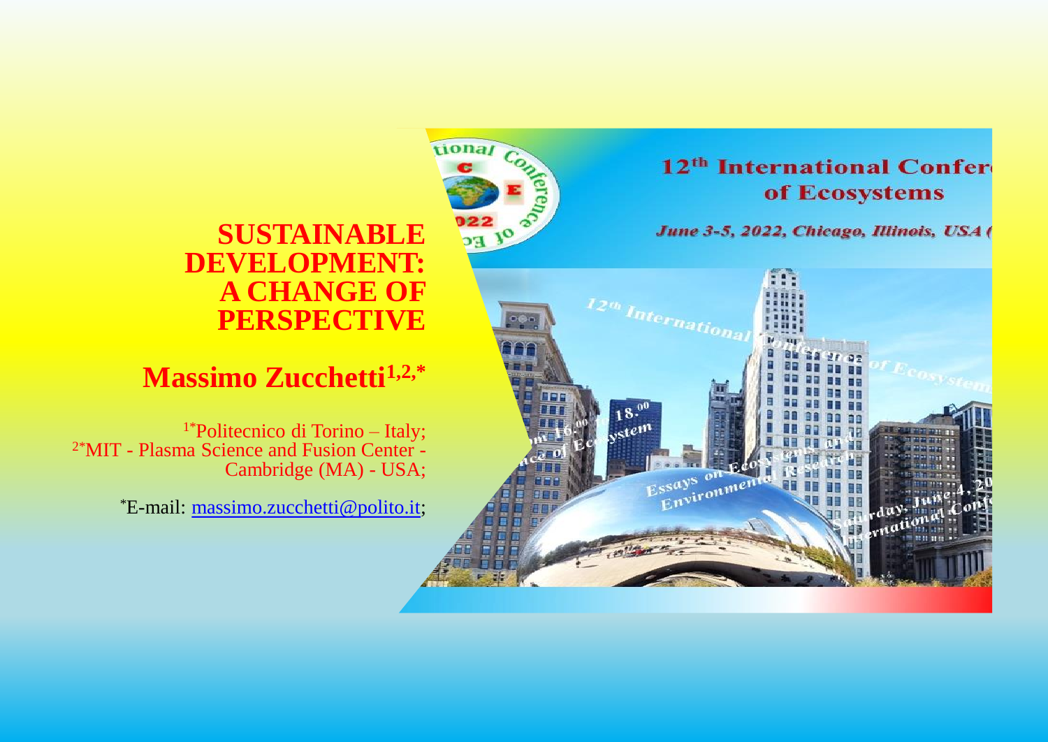# SUSTAINABLE DEVELOPMENT: A CHANGE OF PERSPECTIVE

## Massimo Zucchetti[1,2,*]

[1*]Politecnico di Torino – Italy;
[2*]MIT - Plasma Science and Fusion Center - Cambridge (MA) - USA;

[*]E-mail: massimo.zucchetti@polito.it;

12th International Conference of Ecosystems

*June 3-5, 2022, Chicago, Illinois, USA*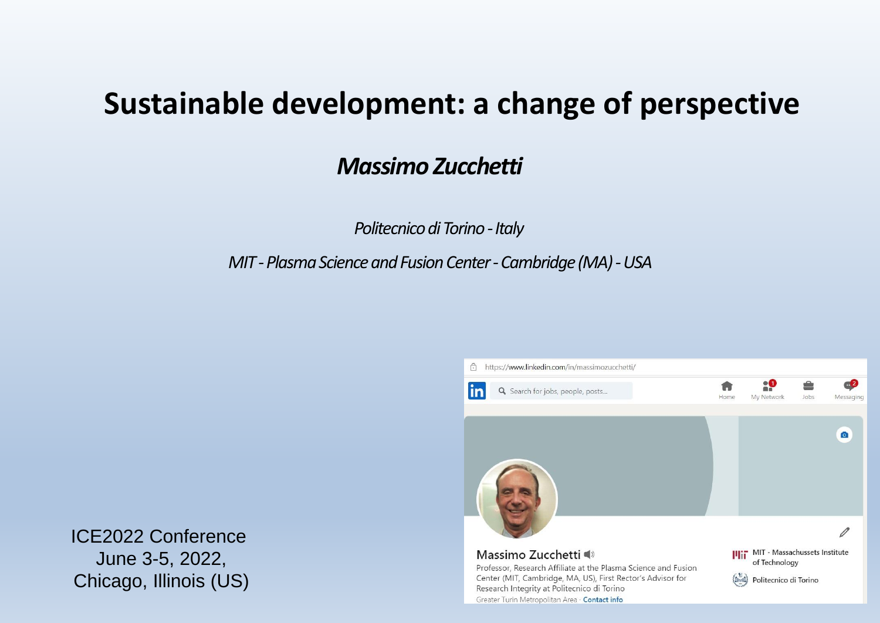# Sustainable development: a change of perspective

***Massimo Zucchetti***

*Politecnico di Torino - Italy*

*MIT - Plasma Science and Fusion Center - Cambridge (MA) - USA*

ICE2022 Conference
June 3-5, 2022,
Chicago, Illinois (US)

https://www.linkedin.com/in/massimozucchetti/

Massimo Zucchetti

Professor, Research Affiliate at the Plasma Science and Fusion Center (MIT, Cambridge, MA, US), First Rector's Advisor for Research Integrity at Politecnico di Torino

Greater Turin Metropolitan Area · Contact info

MIT - Massachussets Institute of Technology

Politecnico di Torino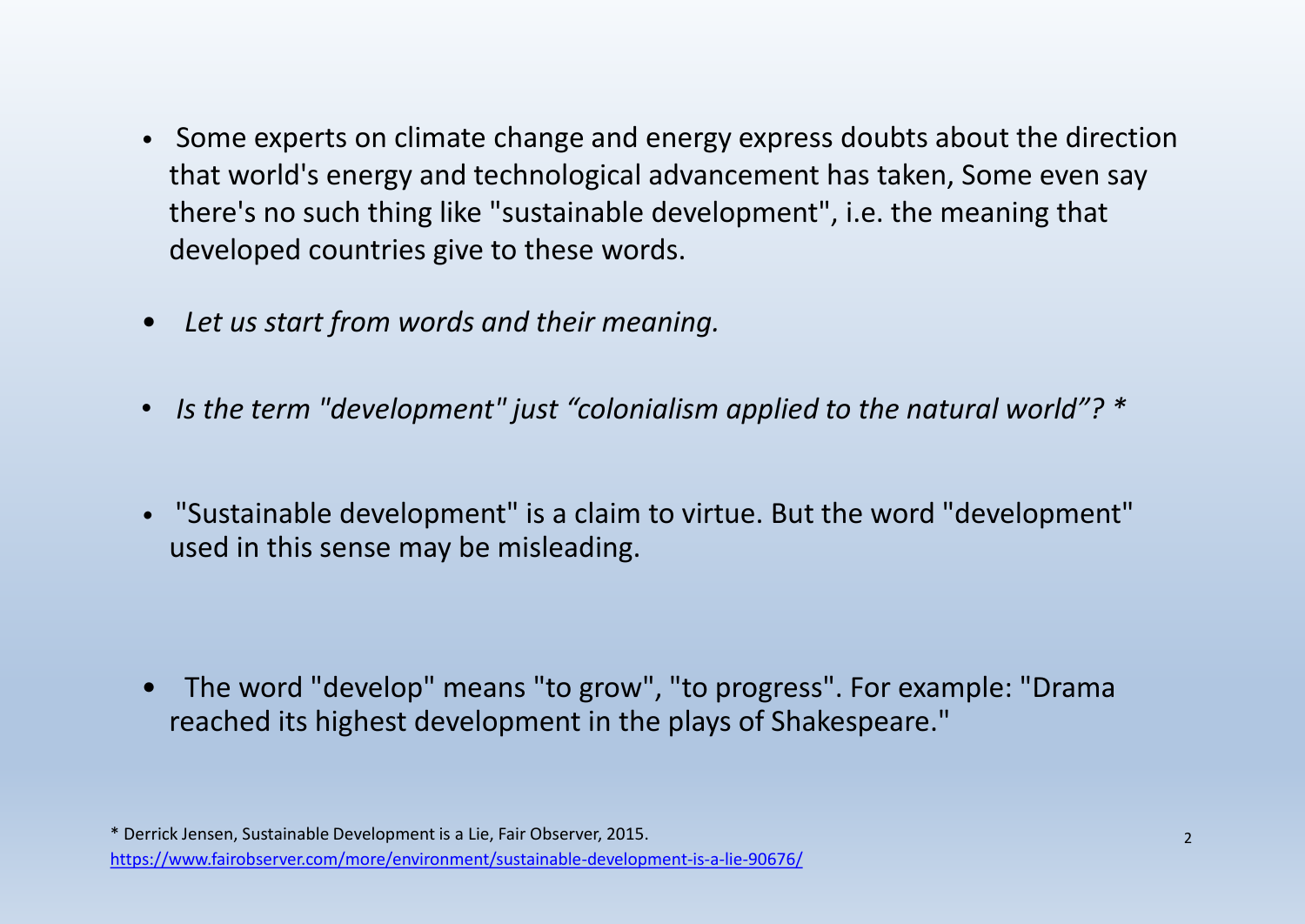- Some experts on climate change and energy express doubts about the direction that world's energy and technological advancement has taken, Some even say there's no such thing like "sustainable development", i.e. the meaning that developed countries give to these words.

- *Let us start from words and their meaning.*

- *Is the term "development" just “colonialism applied to the natural world”? **

- "Sustainable development" is a claim to virtue. But the word "development" used in this sense may be misleading.

- The word "develop" means "to grow", "to progress". For example: "Drama reached its highest development in the plays of Shakespeare."

* Derrick Jensen, Sustainable Development is a Lie, Fair Observer, 2015.
https://www.fairobserver.com/more/environment/sustainable-development-is-a-lie-90676/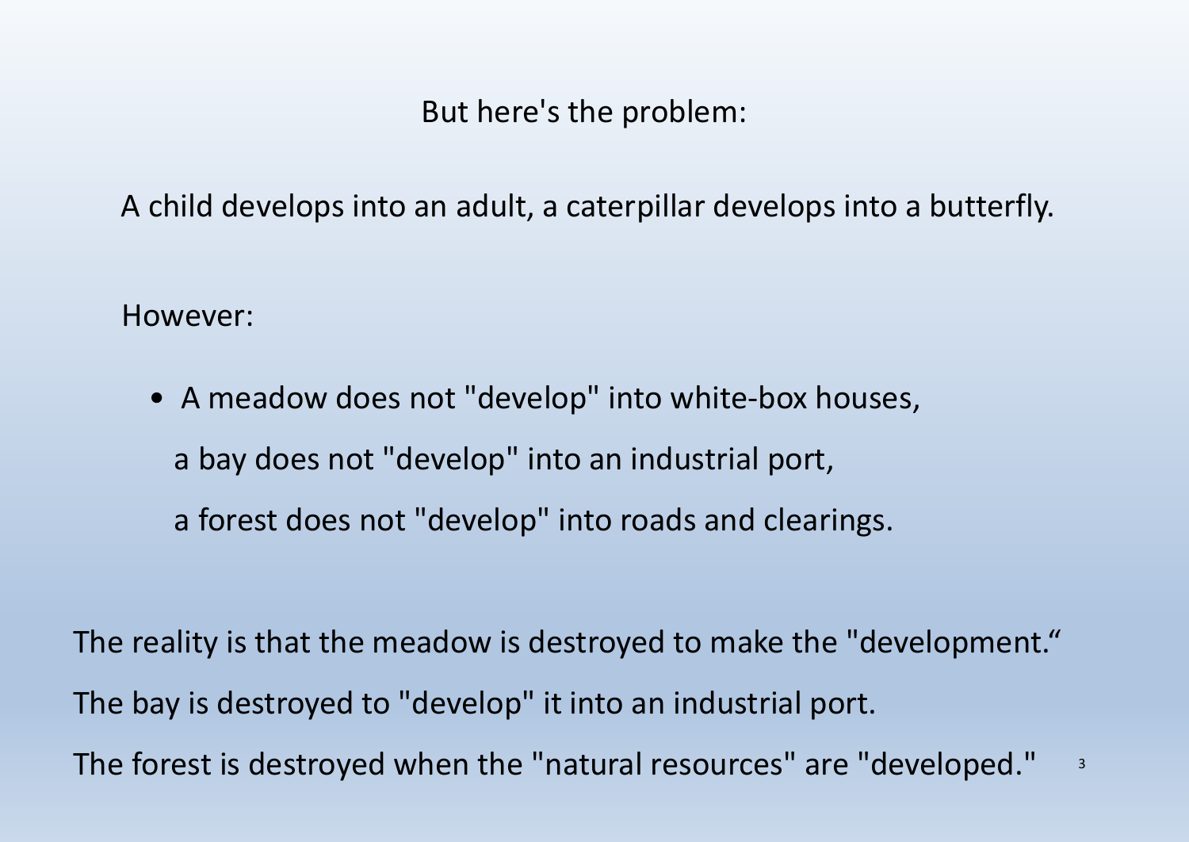But here's the problem:

A child develops into an adult, a caterpillar develops into a butterfly.

However:

- A meadow does not "develop" into white-box houses,

  a bay does not "develop" into an industrial port,

  a forest does not "develop" into roads and clearings.

The reality is that the meadow is destroyed to make the "development.“

The bay is destroyed to "develop" it into an industrial port.

The forest is destroyed when the "natural resources" are "developed."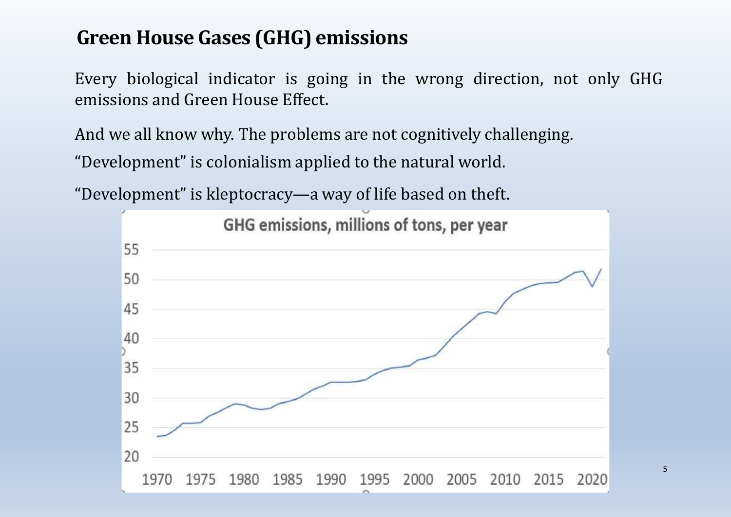## Green House Gases (GHG) emissions

Every biological indicator is going in the wrong direction, not only GHG emissions and Green House Effect.

And we all know why. The problems are not cognitively challenging.

“Development” is colonialism applied to the natural world.

“Development” is kleptocracy—a way of life based on theft.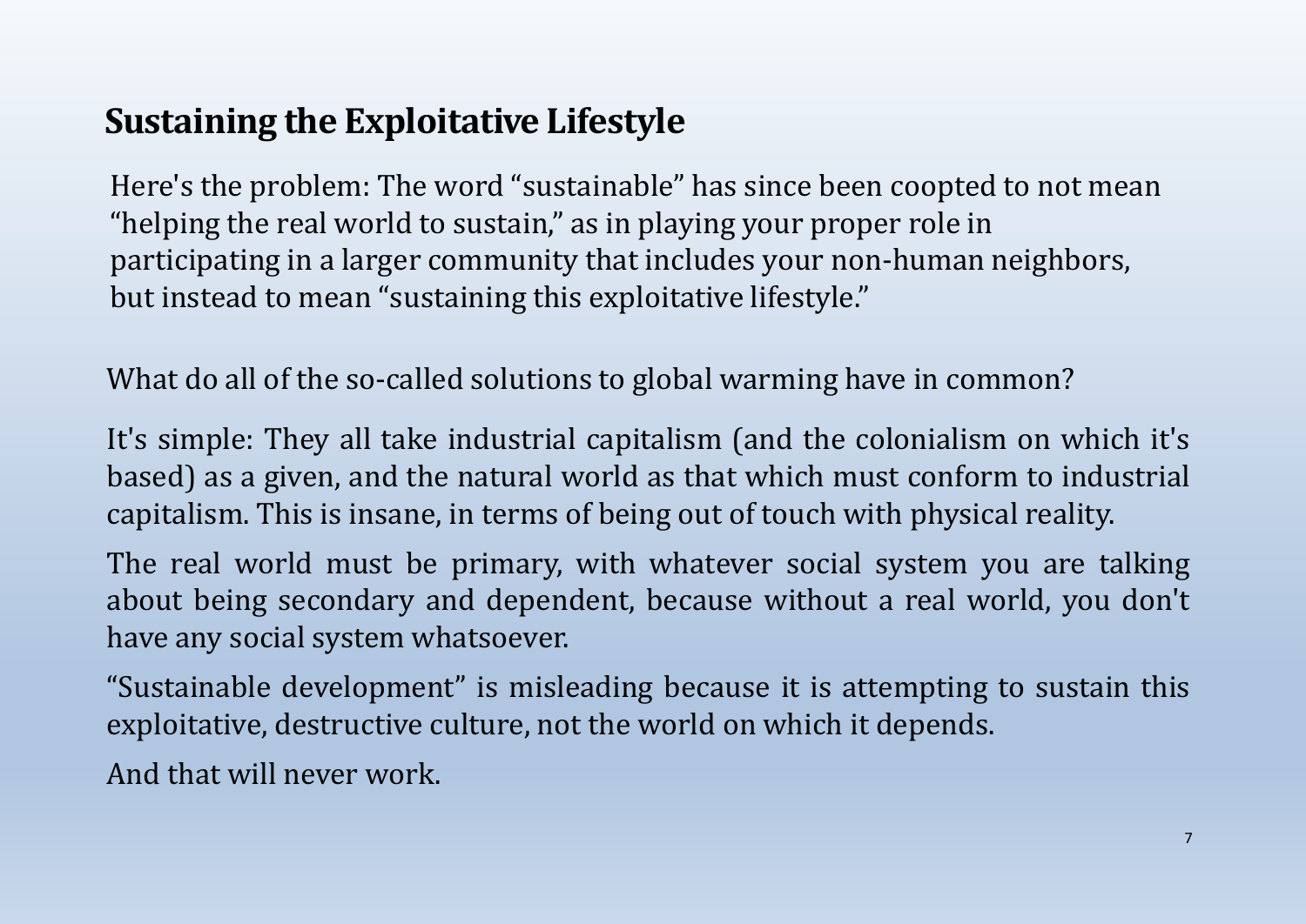## Sustaining the Exploitative Lifestyle

Here's the problem: The word "sustainable" has since been coopted to not mean "helping the real world to sustain," as in playing your proper role in participating in a larger community that includes your non-human neighbors, but instead to mean "sustaining this exploitative lifestyle."

What do all of the so-called solutions to global warming have in common?

It's simple: They all take industrial capitalism (and the colonialism on which it's based) as a given, and the natural world as that which must conform to industrial capitalism. This is insane, in terms of being out of touch with physical reality.

The real world must be primary, with whatever social system you are talking about being secondary and dependent, because without a real world, you don't have any social system whatsoever.

"Sustainable development" is misleading because it is attempting to sustain this exploitative, destructive culture, not the world on which it depends.

And that will never work.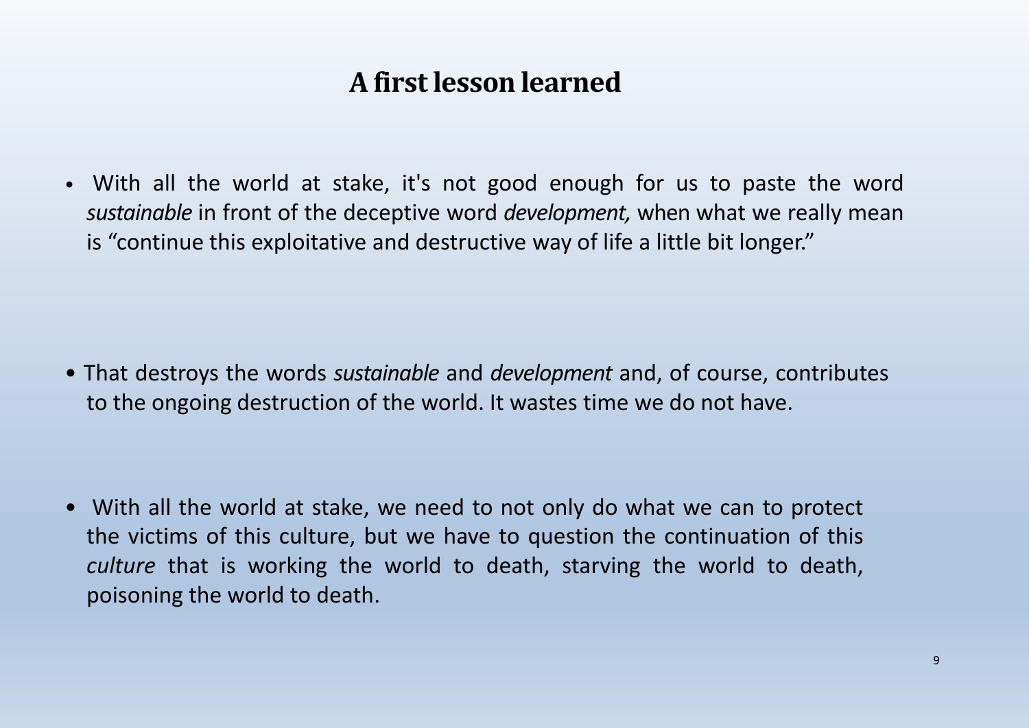# A first lesson learned

- With all the world at stake, it's not good enough for us to paste the word *sustainable* in front of the deceptive word *development,* when what we really mean is "continue this exploitative and destructive way of life a little bit longer."

- That destroys the words *sustainable* and *development* and, of course, contributes to the ongoing destruction of the world. It wastes time we do not have.

- With all the world at stake, we need to not only do what we can to protect the victims of this culture, but we have to question the continuation of this *culture* that is working the world to death, starving the world to death, poisoning the world to death.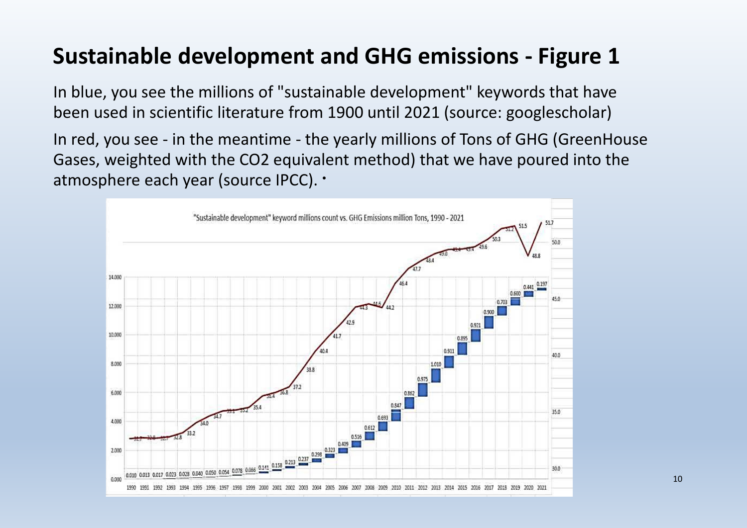# Sustainable development and GHG emissions - Figure 1

In blue, you see the millions of "sustainable development" keywords that have been used in scientific literature from 1900 until 2021 (source: googlescholar)

In red, you see - in the meantime - the yearly millions of Tons of GHG (GreenHouse Gases, weighted with the CO2 equivalent method) that we have poured into the atmosphere each year (source IPCC).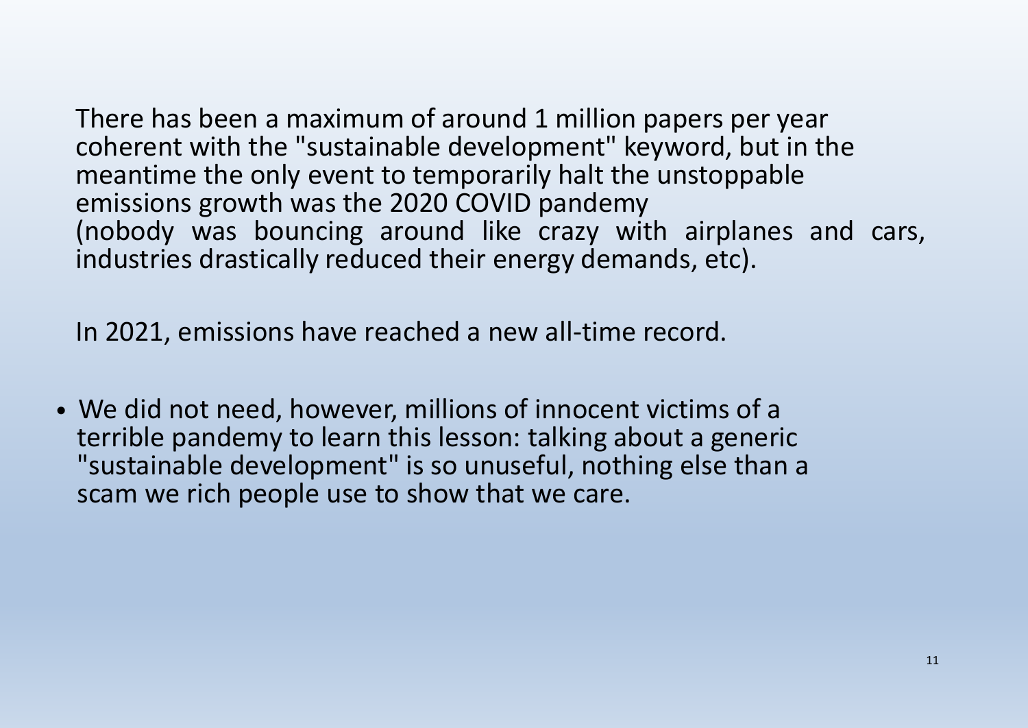There has been a maximum of around 1 million papers per year coherent with the "sustainable development" keyword, but in the meantime the only event to temporarily halt the unstoppable emissions growth was the 2020 COVID pandemy (nobody was bouncing around like crazy with airplanes and cars, industries drastically reduced their energy demands, etc).

In 2021, emissions have reached a new all-time record.

- We did not need, however, millions of innocent victims of a terrible pandemy to learn this lesson: talking about a generic "sustainable development" is so unuseful, nothing else than a scam we rich people use to show that we care.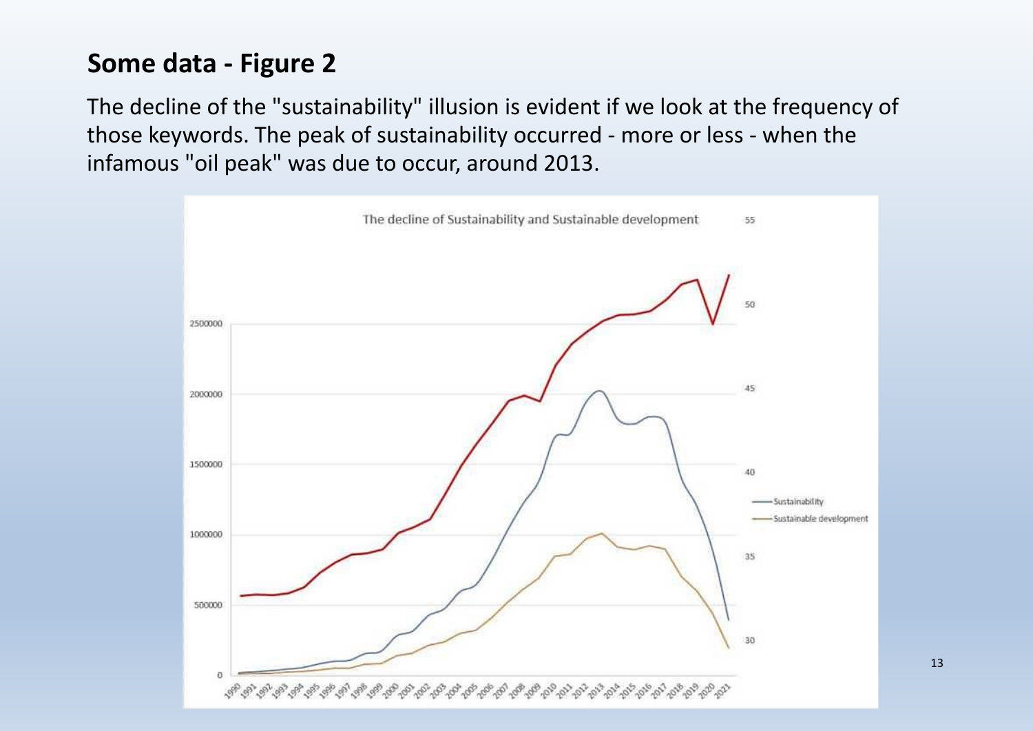## Some data - Figure 2

The decline of the "sustainability" illusion is evident if we look at the frequency of those keywords. The peak of sustainability occurred - more or less - when the infamous "oil peak" was due to occur, around 2013.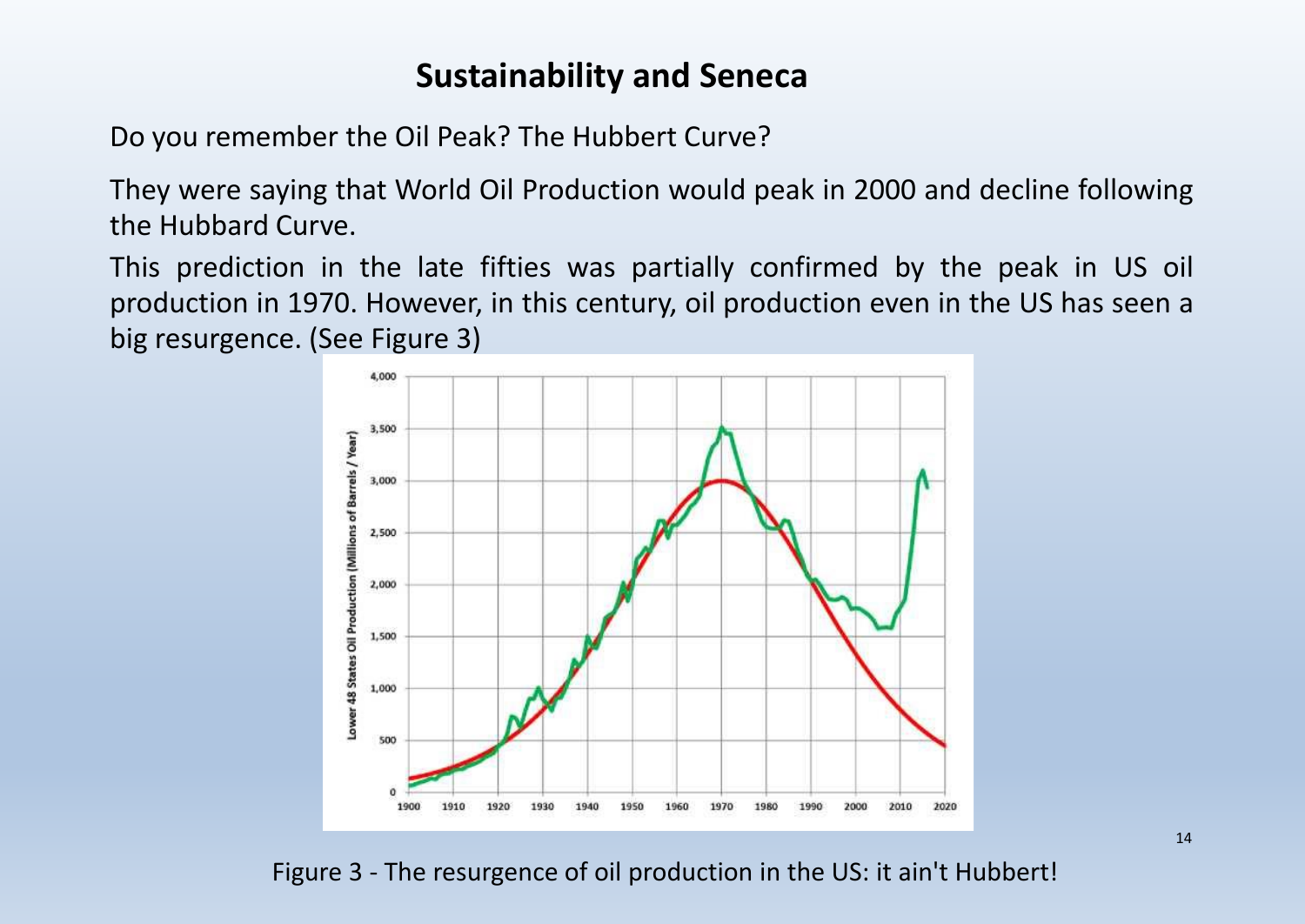## Sustainability and Seneca

Do you remember the Oil Peak? The Hubbert Curve?

They were saying that World Oil Production would peak in 2000 and decline following the Hubbard Curve.

This prediction in the late fifties was partially confirmed by the peak in US oil production in 1970. However, in this century, oil production even in the US has seen a big resurgence. (See Figure 3)

Figure 3 - The resurgence of oil production in the US: it ain't Hubbert!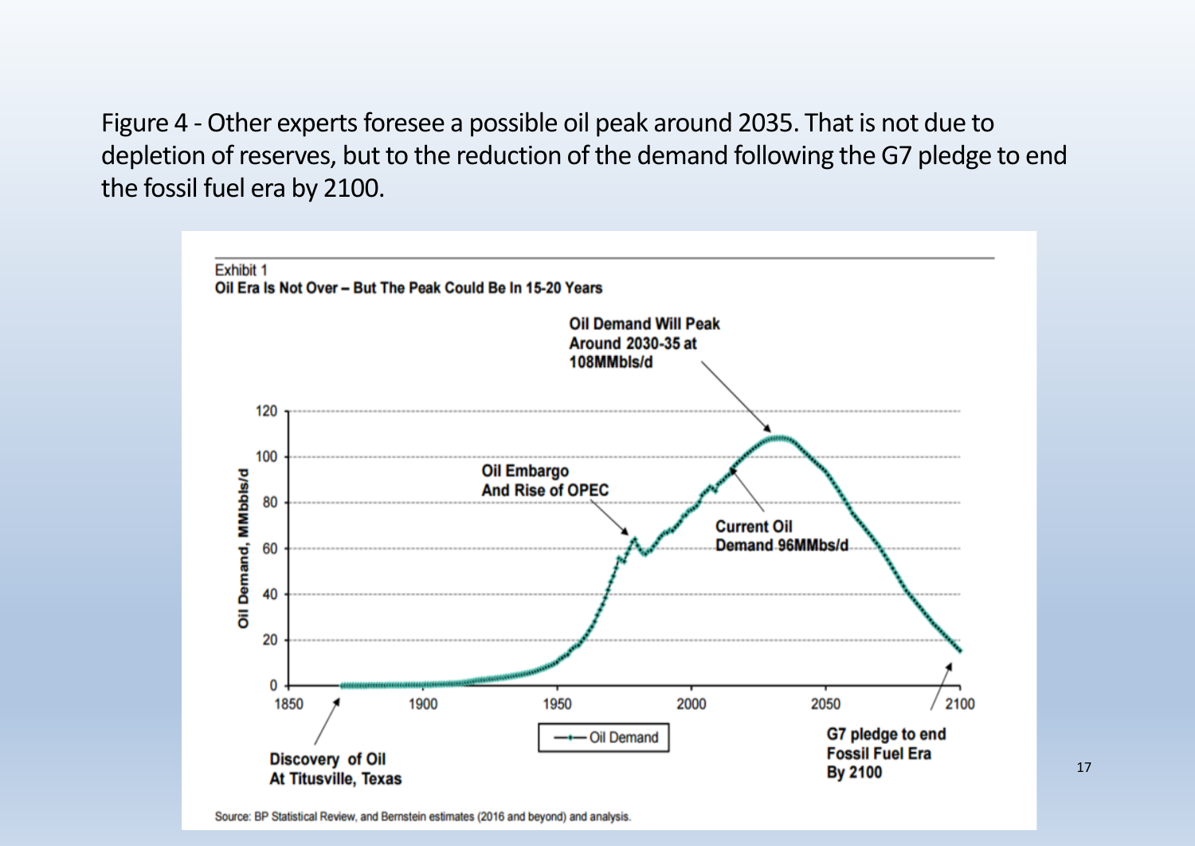Figure 4 - Other experts foresee a possible oil peak around 2035. That is not due to depletion of reserves, but to the reduction of the demand following the G7 pledge to end the fossil fuel era by 2100.

Exhibit 1
**Oil Era Is Not Over – But The Peak Could Be In 15-20 Years**

**Oil Demand Will Peak Around 2030-35 at 108MMbls/d**

**Oil Embargo And Rise of OPEC**

**Current Oil Demand 96MMbs/d**

**Discovery of Oil At Titusville, Texas**

**G7 pledge to end Fossil Fuel Era By 2100**

Oil Demand, MMbbls/d

Oil Demand

Source: BP Statistical Review, and Bernstein estimates (2016 and beyond) and analysis.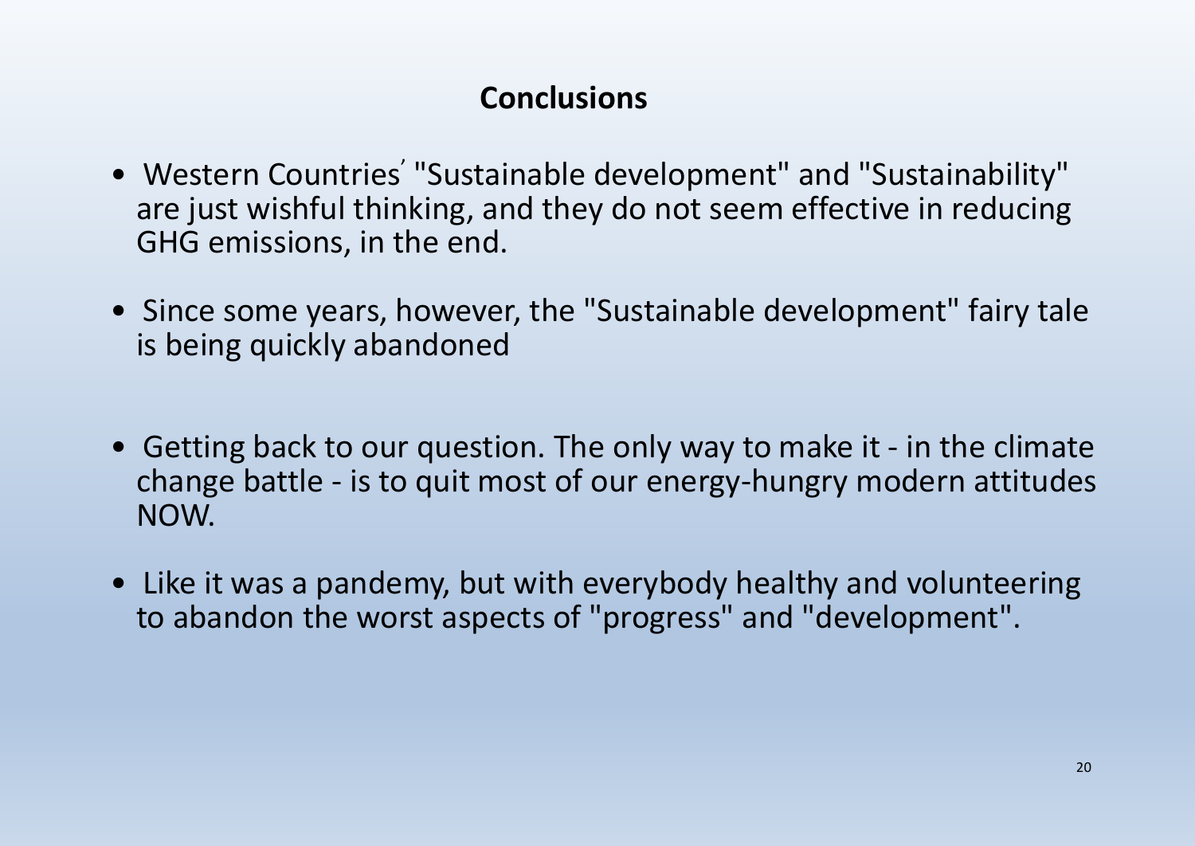# Conclusions

- Western Countries' "Sustainable development" and "Sustainability" are just wishful thinking, and they do not seem effective in reducing GHG emissions, in the end.
- Since some years, however, the "Sustainable development" fairy tale is being quickly abandoned
- Getting back to our question. The only way to make it - in the climate change battle - is to quit most of our energy-hungry modern attitudes NOW.
- Like it was a pandemy, but with everybody healthy and volunteering to abandon the worst aspects of "progress" and "development".